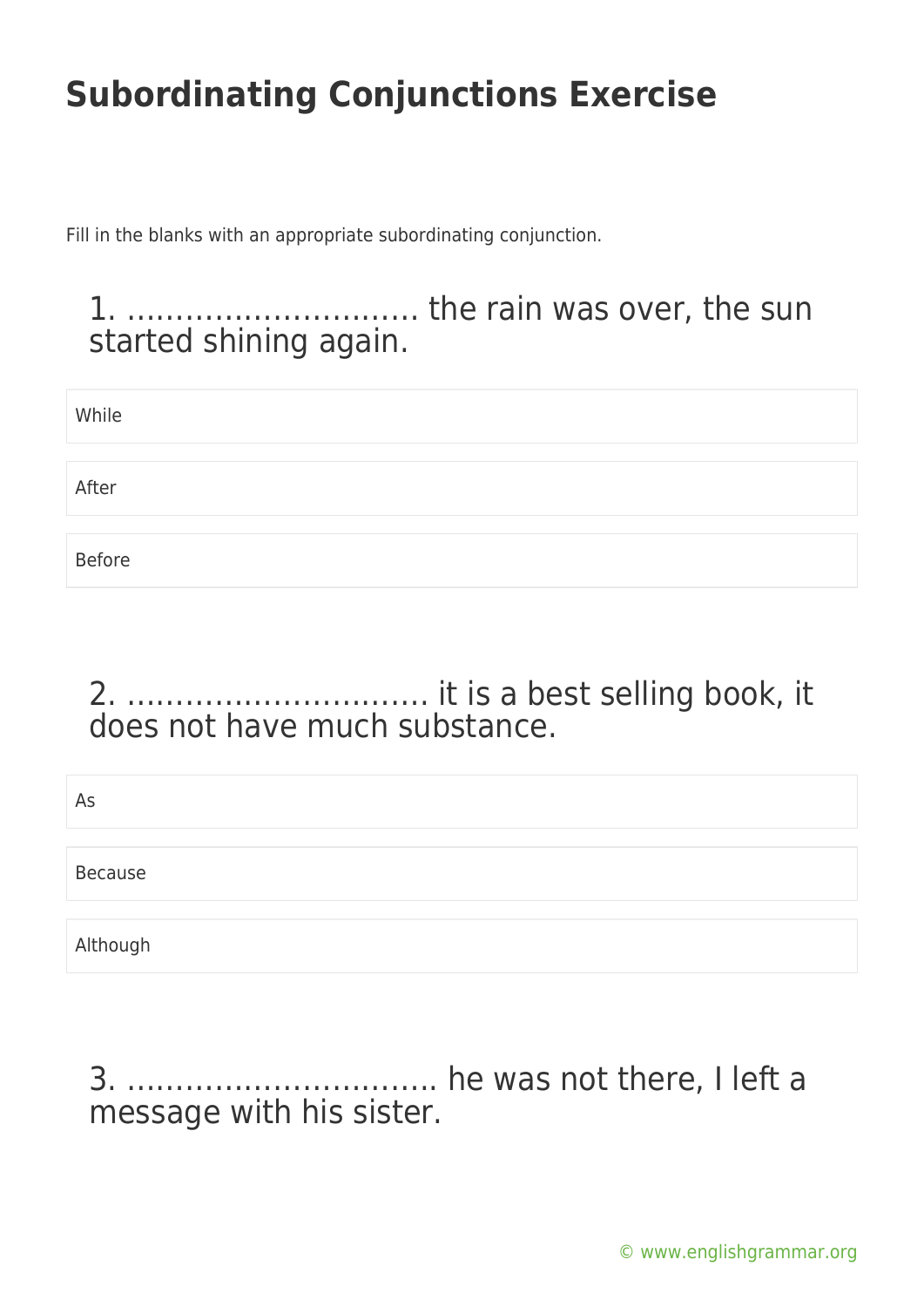# Subordinating Conjunctions Exercise

Fill in the blanks with an appropriate subordinating conjunction.

## 1. ………………………… the rain was over, the sun started shining again.

- While
- After
- Before

## 2. …………………………. it is a best selling book, it does not have much substance.

- As
- Because
- Although

## 3. ………………………….. he was not there, I left a message with his sister.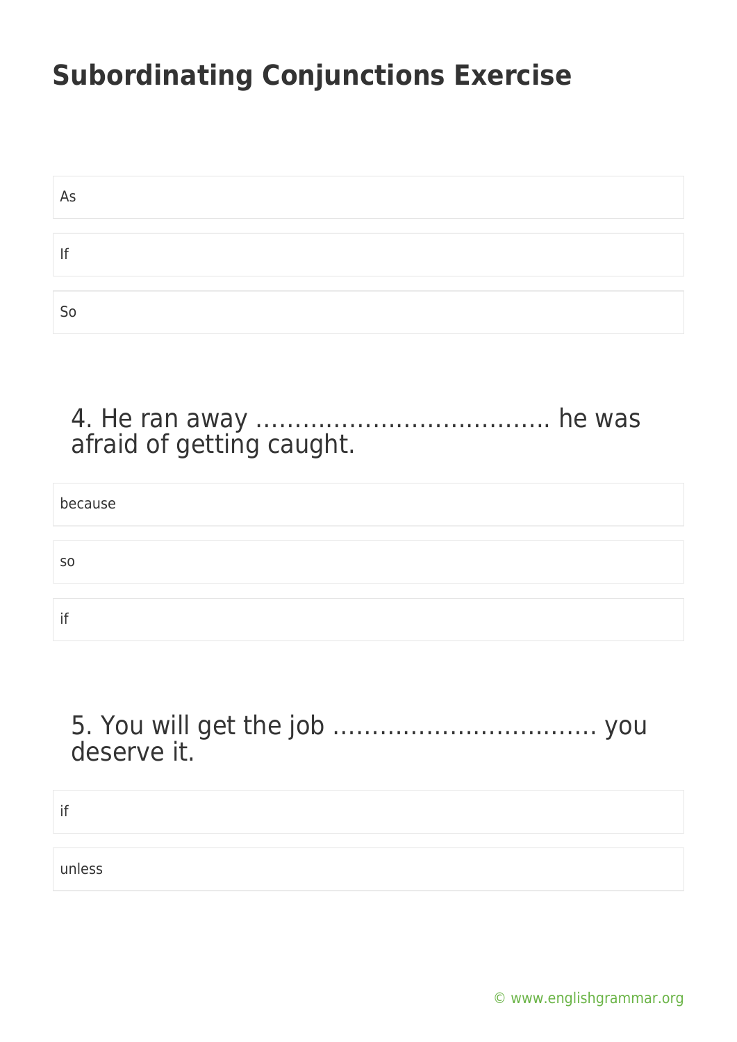# Subordinating Conjunctions Exercise

As

If

So

4. He ran away ………………………………. he was afraid of getting caught.

because

so

if

5. You will get the job ……………………………. you deserve it.

if

unless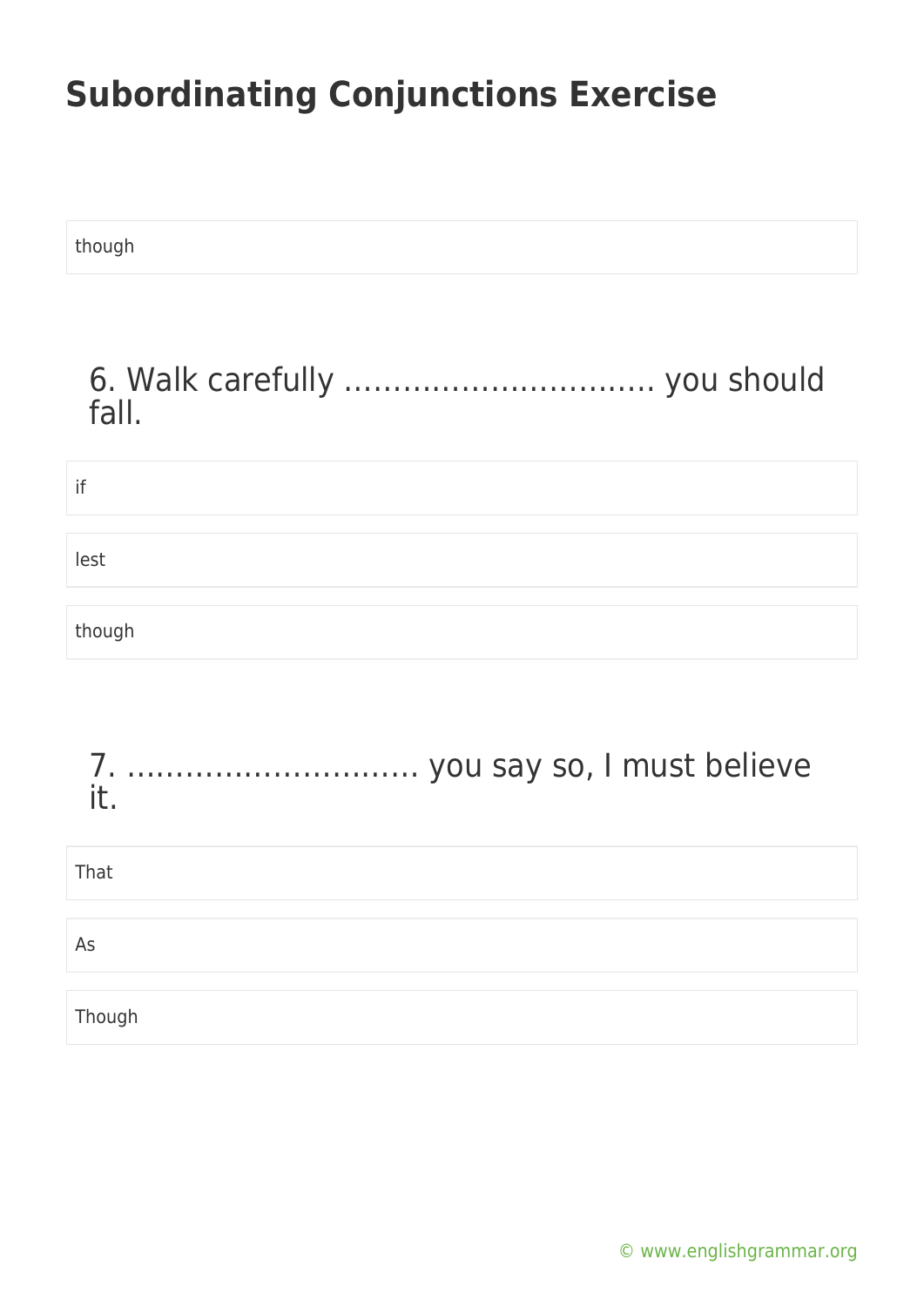## Subordinating Conjunctions Exercise

though

### 6. Walk carefully ………………………….. you should fall.

if

lest

though

### 7. ……………………….. you say so, I must believe it.

That

As

Though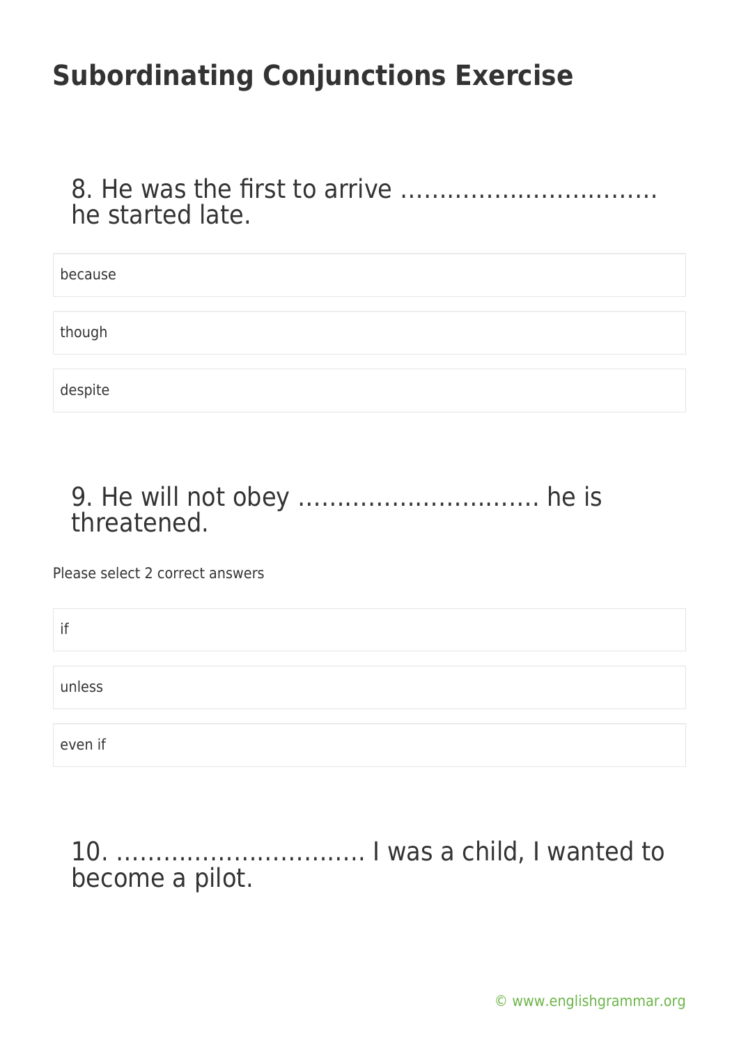# Subordinating Conjunctions Exercise

## 8. He was the first to arrive …………………………… he started late.

because

though

despite

## 9. He will not obey …………………………. he is threatened.

Please select 2 correct answers

if

unless

even if

## 10. …………………………… I was a child, I wanted to become a pilot.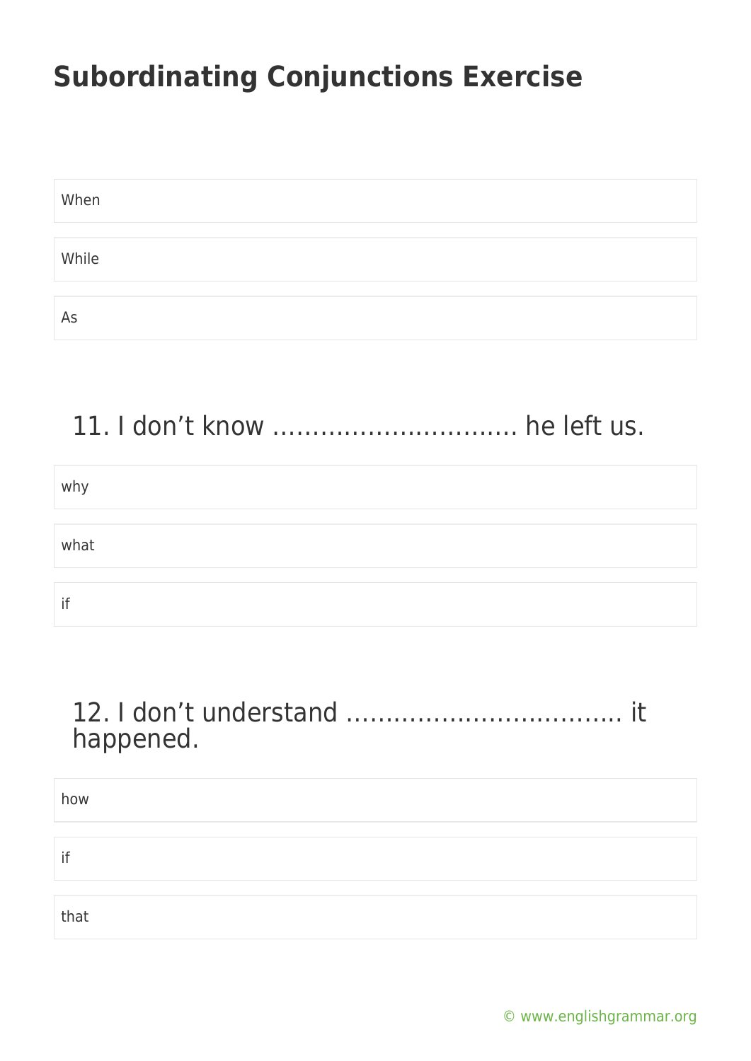# Subordinating Conjunctions Exercise

When

While

As

## 11. I don't know ………………………… he left us.

why

what

if

## 12. I don't understand ……………………………. it happened.

how

if

that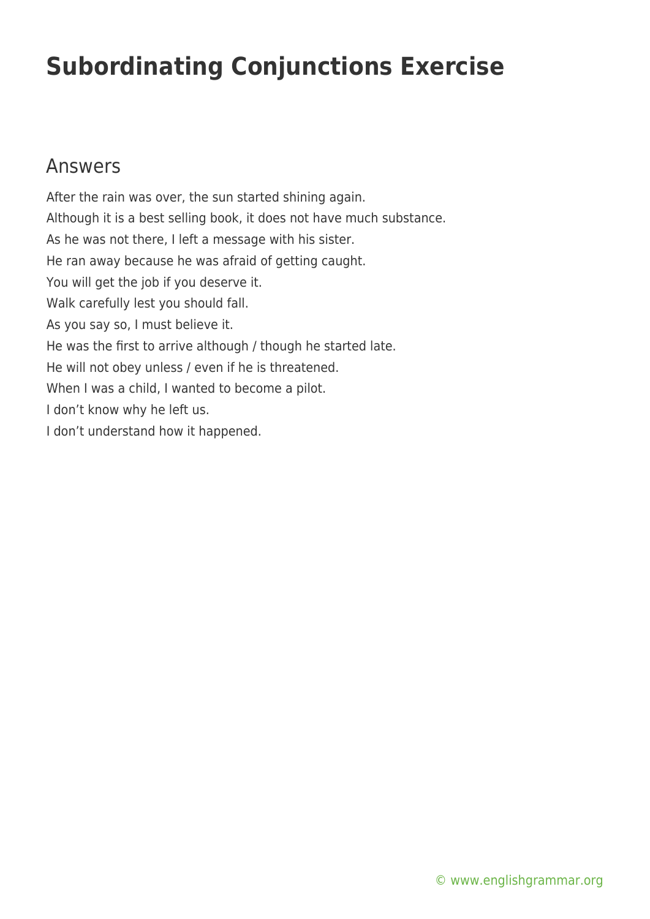# Subordinating Conjunctions Exercise

## Answers

After the rain was over, the sun started shining again.

Although it is a best selling book, it does not have much substance.

As he was not there, I left a message with his sister.

He ran away because he was afraid of getting caught.

You will get the job if you deserve it.

Walk carefully lest you should fall.

As you say so, I must believe it.

He was the first to arrive although / though he started late.

He will not obey unless / even if he is threatened.

When I was a child, I wanted to become a pilot.

I don't know why he left us.

I don't understand how it happened.